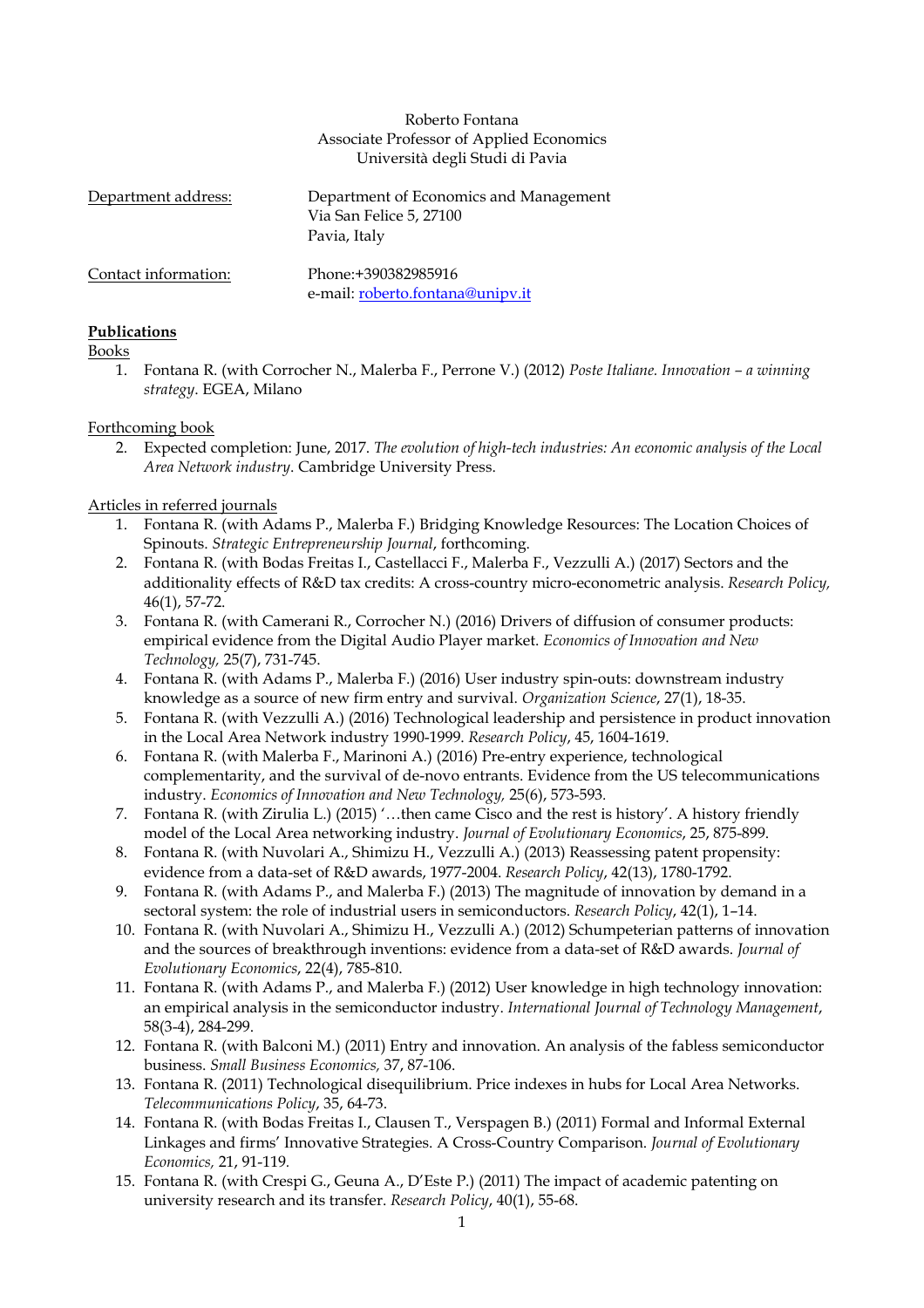Roberto Fontana
Associate Professor of Applied Economics
Università degli Studi di Pavia

Department address: Department of Economics and Management
Via San Felice 5, 27100
Pavia, Italy

Contact information: Phone:+390382985916
e-mail: roberto.fontana@unipv.it

**Publications**

Books

1. Fontana R. (with Corrocher N., Malerba F., Perrone V.) (2012) *Poste Italiane. Innovation – a winning strategy*. EGEA, Milano

Forthcoming book

2. Expected completion: June, 2017. *The evolution of high-tech industries: An economic analysis of the Local Area Network industry*. Cambridge University Press.

Articles in referred journals

1. Fontana R. (with Adams P., Malerba F.) Bridging Knowledge Resources: The Location Choices of Spinouts. *Strategic Entrepreneurship Journal*, forthcoming.
2. Fontana R. (with Bodas Freitas I., Castellacci F., Malerba F., Vezzulli A.) (2017) Sectors and the additionality effects of R&D tax credits: A cross-country micro-econometric analysis. *Research Policy,* 46(1), 57-72.
3. Fontana R. (with Camerani R., Corrocher N.) (2016) Drivers of diffusion of consumer products: empirical evidence from the Digital Audio Player market. *Economics of Innovation and New Technology,* 25(7), 731-745.
4. Fontana R. (with Adams P., Malerba F.) (2016) User industry spin-outs: downstream industry knowledge as a source of new firm entry and survival. *Organization Science*, 27(1), 18-35.
5. Fontana R. (with Vezzulli A.) (2016) Technological leadership and persistence in product innovation in the Local Area Network industry 1990-1999. *Research Policy*, 45, 1604-1619.
6. Fontana R. (with Malerba F., Marinoni A.) (2016) Pre-entry experience, technological complementarity, and the survival of de-novo entrants. Evidence from the US telecommunications industry. *Economics of Innovation and New Technology,* 25(6), 573-593.
7. Fontana R. (with Zirulia L.) (2015) '…then came Cisco and the rest is history'. A history friendly model of the Local Area networking industry. *Journal of Evolutionary Economics*, 25, 875-899.
8. Fontana R. (with Nuvolari A., Shimizu H., Vezzulli A.) (2013) Reassessing patent propensity: evidence from a data-set of R&D awards, 1977-2004. *Research Policy*, 42(13), 1780-1792.
9. Fontana R. (with Adams P., and Malerba F.) (2013) The magnitude of innovation by demand in a sectoral system: the role of industrial users in semiconductors. *Research Policy*, 42(1), 1–14.
10. Fontana R. (with Nuvolari A., Shimizu H., Vezzulli A.) (2012) Schumpeterian patterns of innovation and the sources of breakthrough inventions: evidence from a data-set of R&D awards. *Journal of Evolutionary Economics*, 22(4), 785-810.
11. Fontana R. (with Adams P., and Malerba F.) (2012) User knowledge in high technology innovation: an empirical analysis in the semiconductor industry. *International Journal of Technology Management*, 58(3-4), 284-299.
12. Fontana R. (with Balconi M.) (2011) Entry and innovation. An analysis of the fabless semiconductor business. *Small Business Economics,* 37, 87-106.
13. Fontana R. (2011) Technological disequilibrium. Price indexes in hubs for Local Area Networks. *Telecommunications Policy*, 35, 64-73.
14. Fontana R. (with Bodas Freitas I., Clausen T., Verspagen B.) (2011) Formal and Informal External Linkages and firms' Innovative Strategies. A Cross-Country Comparison. *Journal of Evolutionary Economics,* 21, 91-119.
15. Fontana R. (with Crespi G., Geuna A., D'Este P.) (2011) The impact of academic patenting on university research and its transfer. *Research Policy*, 40(1), 55-68.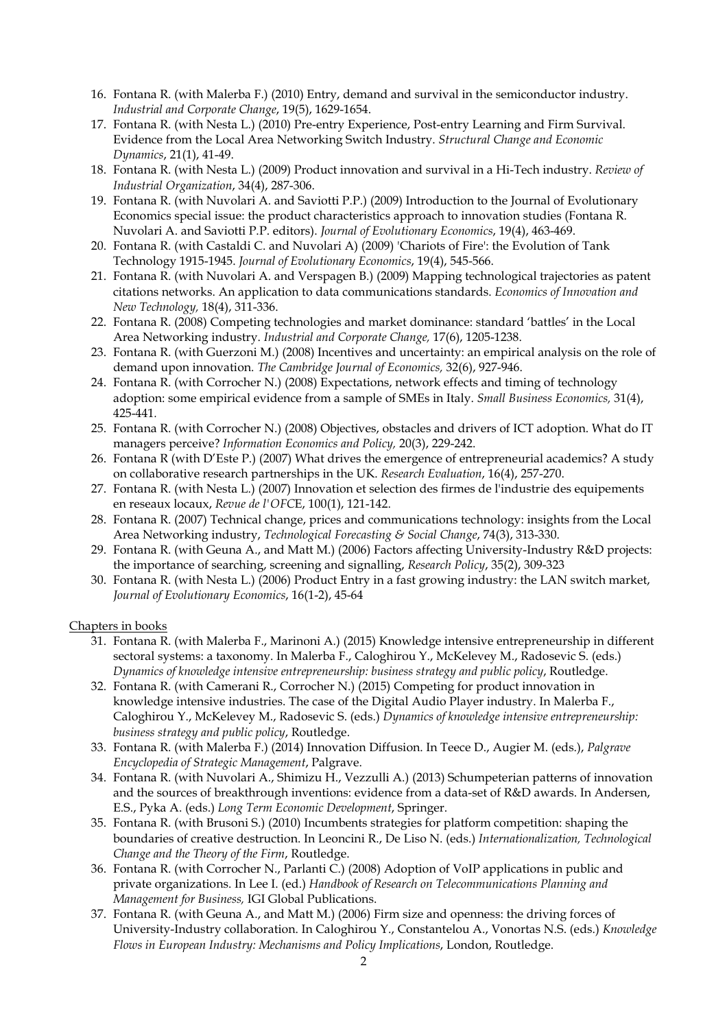16. Fontana R. (with Malerba F.) (2010) Entry, demand and survival in the semiconductor industry. *Industrial and Corporate Change*, 19(5), 1629-1654.
17. Fontana R. (with Nesta L.) (2010) Pre-entry Experience, Post-entry Learning and Firm Survival. Evidence from the Local Area Networking Switch Industry. *Structural Change and Economic Dynamics*, 21(1), 41-49.
18. Fontana R. (with Nesta L.) (2009) Product innovation and survival in a Hi-Tech industry. *Review of Industrial Organization*, 34(4), 287-306.
19. Fontana R. (with Nuvolari A. and Saviotti P.P.) (2009) Introduction to the Journal of Evolutionary Economics special issue: the product characteristics approach to innovation studies (Fontana R. Nuvolari A. and Saviotti P.P. editors). *Journal of Evolutionary Economics*, 19(4), 463-469.
20. Fontana R. (with Castaldi C. and Nuvolari A) (2009) 'Chariots of Fire': the Evolution of Tank Technology 1915-1945. *Journal of Evolutionary Economics*, 19(4), 545-566.
21. Fontana R. (with Nuvolari A. and Verspagen B.) (2009) Mapping technological trajectories as patent citations networks. An application to data communications standards. *Economics of Innovation and New Technology,* 18(4), 311-336.
22. Fontana R. (2008) Competing technologies and market dominance: standard 'battles' in the Local Area Networking industry. *Industrial and Corporate Change,* 17(6), 1205-1238.
23. Fontana R. (with Guerzoni M.) (2008) Incentives and uncertainty: an empirical analysis on the role of demand upon innovation. *The Cambridge Journal of Economics,* 32(6), 927-946.
24. Fontana R. (with Corrocher N.) (2008) Expectations, network effects and timing of technology adoption: some empirical evidence from a sample of SMEs in Italy. *Small Business Economics,* 31(4), 425-441.
25. Fontana R. (with Corrocher N.) (2008) Objectives, obstacles and drivers of ICT adoption. What do IT managers perceive? *Information Economics and Policy,* 20(3), 229-242.
26. Fontana R (with D'Este P.) (2007) What drives the emergence of entrepreneurial academics? A study on collaborative research partnerships in the UK. *Research Evaluation*, 16(4), 257-270.
27. Fontana R. (with Nesta L.) (2007) Innovation et selection des firmes de l'industrie des equipements en reseaux locaux, *Revue de l'OFCE*, 100(1), 121-142.
28. Fontana R. (2007) Technical change, prices and communications technology: insights from the Local Area Networking industry, *Technological Forecasting & Social Change*, 74(3), 313-330.
29. Fontana R. (with Geuna A., and Matt M.) (2006) Factors affecting University-Industry R&D projects: the importance of searching, screening and signalling, *Research Policy*, 35(2), 309-323
30. Fontana R. (with Nesta L.) (2006) Product Entry in a fast growing industry: the LAN switch market, *Journal of Evolutionary Economics*, 16(1-2), 45-64

Chapters in books

31. Fontana R. (with Malerba F., Marinoni A.) (2015) Knowledge intensive entrepreneurship in different sectoral systems: a taxonomy. In Malerba F., Caloghirou Y., McKelevey M., Radosevic S. (eds.) *Dynamics of knowledge intensive entrepreneurship: business strategy and public policy*, Routledge.
32. Fontana R. (with Camerani R., Corrocher N.) (2015) Competing for product innovation in knowledge intensive industries. The case of the Digital Audio Player industry. In Malerba F., Caloghirou Y., McKelevey M., Radosevic S. (eds.) *Dynamics of knowledge intensive entrepreneurship: business strategy and public policy*, Routledge.
33. Fontana R. (with Malerba F.) (2014) Innovation Diffusion. In Teece D., Augier M. (eds.), *Palgrave Encyclopedia of Strategic Management*, Palgrave.
34. Fontana R. (with Nuvolari A., Shimizu H., Vezzulli A.) (2013) Schumpeterian patterns of innovation and the sources of breakthrough inventions: evidence from a data-set of R&D awards. In Andersen, E.S., Pyka A. (eds.) *Long Term Economic Development*, Springer.
35. Fontana R. (with Brusoni S.) (2010) Incumbents strategies for platform competition: shaping the boundaries of creative destruction. In Leoncini R., De Liso N. (eds.) *Internationalization, Technological Change and the Theory of the Firm*, Routledge.
36. Fontana R. (with Corrocher N., Parlanti C.) (2008) Adoption of VoIP applications in public and private organizations. In Lee I. (ed.) *Handbook of Research on Telecommunications Planning and Management for Business,* IGI Global Publications.
37. Fontana R. (with Geuna A., and Matt M.) (2006) Firm size and openness: the driving forces of University-Industry collaboration. In Caloghirou Y., Constantelou A., Vonortas N.S. (eds.) *Knowledge Flows in European Industry: Mechanisms and Policy Implications*, London, Routledge.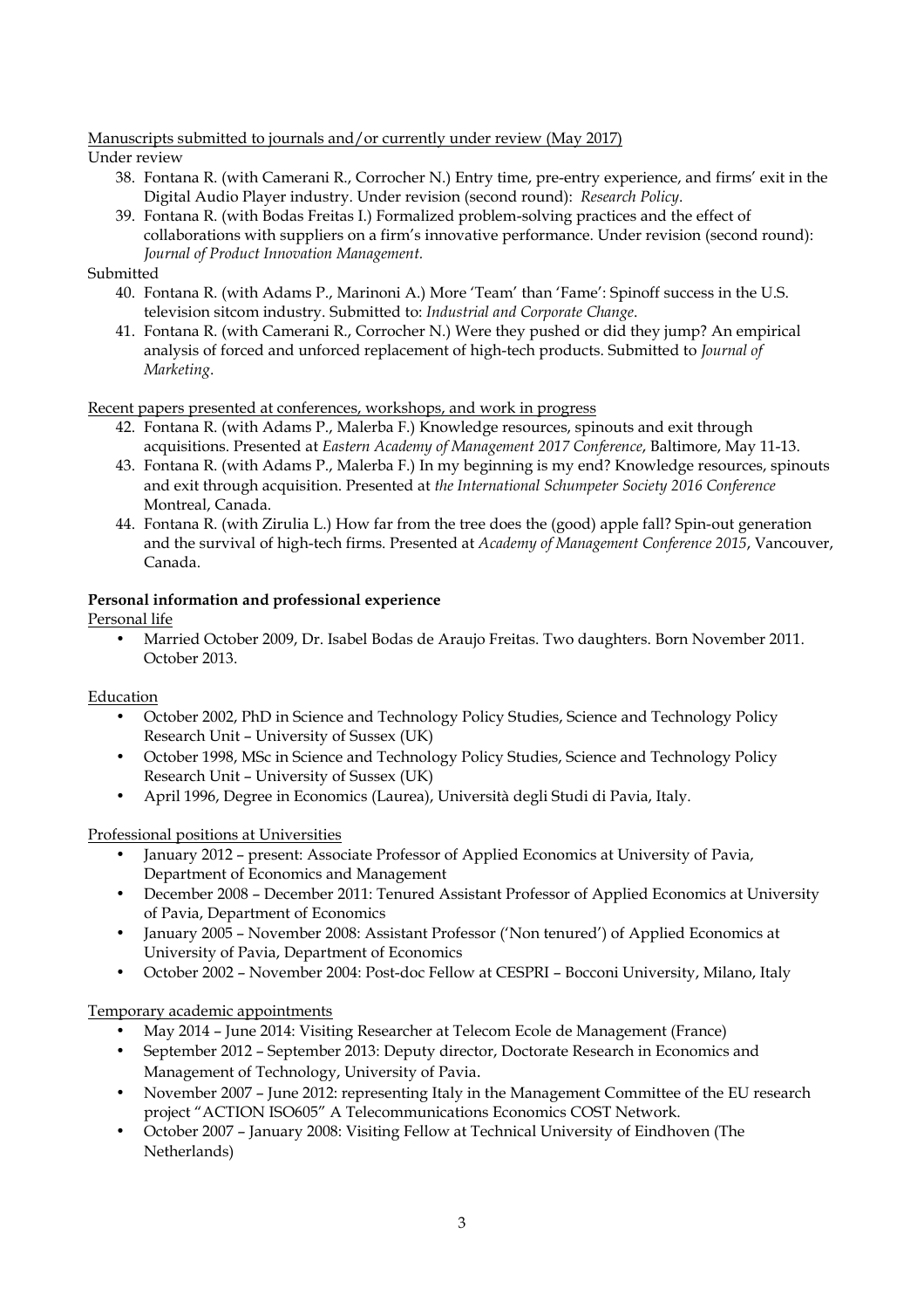Manuscripts submitted to journals and/or currently under review (May 2017)

Under review

38. Fontana R. (with Camerani R., Corrocher N.) Entry time, pre-entry experience, and firms' exit in the Digital Audio Player industry. Under revision (second round): *Research Policy*.
39. Fontana R. (with Bodas Freitas I.) Formalized problem-solving practices and the effect of collaborations with suppliers on a firm's innovative performance. Under revision (second round): *Journal of Product Innovation Management*.

Submitted

40. Fontana R. (with Adams P., Marinoni A.) More 'Team' than 'Fame': Spinoff success in the U.S. television sitcom industry. Submitted to: *Industrial and Corporate Change*.
41. Fontana R. (with Camerani R., Corrocher N.) Were they pushed or did they jump? An empirical analysis of forced and unforced replacement of high-tech products. Submitted to *Journal of Marketing*.

Recent papers presented at conferences, workshops, and work in progress

42. Fontana R. (with Adams P., Malerba F.) Knowledge resources, spinouts and exit through acquisitions. Presented at *Eastern Academy of Management 2017 Conference*, Baltimore, May 11-13.
43. Fontana R. (with Adams P., Malerba F.) In my beginning is my end? Knowledge resources, spinouts and exit through acquisition. Presented at *the International Schumpeter Society 2016 Conference* Montreal, Canada.
44. Fontana R. (with Zirulia L.) How far from the tree does the (good) apple fall? Spin-out generation and the survival of high-tech firms. Presented at *Academy of Management Conference 2015*, Vancouver, Canada.

**Personal information and professional experience**

Personal life

- Married October 2009, Dr. Isabel Bodas de Araujo Freitas. Two daughters. Born November 2011. October 2013.

Education

- October 2002, PhD in Science and Technology Policy Studies, Science and Technology Policy Research Unit – University of Sussex (UK)
- October 1998, MSc in Science and Technology Policy Studies, Science and Technology Policy Research Unit – University of Sussex (UK)
- April 1996, Degree in Economics (Laurea), Università degli Studi di Pavia, Italy.

Professional positions at Universities

- January 2012 – present: Associate Professor of Applied Economics at University of Pavia, Department of Economics and Management
- December 2008 – December 2011: Tenured Assistant Professor of Applied Economics at University of Pavia, Department of Economics
- January 2005 – November 2008: Assistant Professor ('Non tenured') of Applied Economics at University of Pavia, Department of Economics
- October 2002 – November 2004: Post-doc Fellow at CESPRI – Bocconi University, Milano, Italy

Temporary academic appointments

- May 2014 – June 2014: Visiting Researcher at Telecom Ecole de Management (France)
- September 2012 – September 2013: Deputy director, Doctorate Research in Economics and Management of Technology, University of Pavia.
- November 2007 – June 2012: representing Italy in the Management Committee of the EU research project "ACTION ISO605" A Telecommunications Economics COST Network.
- October 2007 – January 2008: Visiting Fellow at Technical University of Eindhoven (The Netherlands)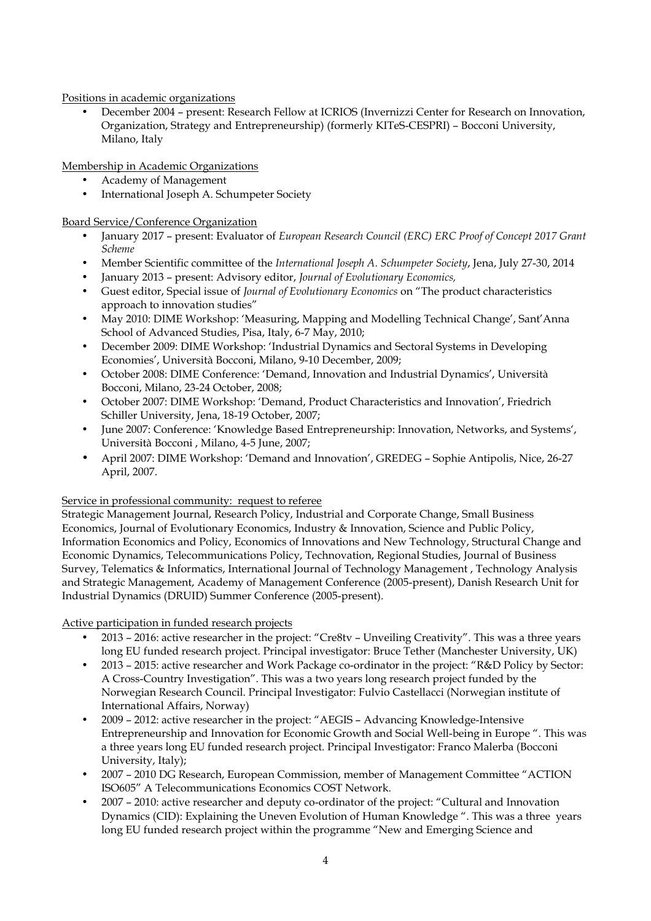Positions in academic organizations

- December 2004 – present: Research Fellow at ICRIOS (Invernizzi Center for Research on Innovation, Organization, Strategy and Entrepreneurship) (formerly KITeS-CESPRI) – Bocconi University, Milano, Italy

Membership in Academic Organizations

- Academy of Management
- International Joseph A. Schumpeter Society

Board Service/Conference Organization

- January 2017 – present: Evaluator of *European Research Council (ERC) ERC Proof of Concept 2017 Grant Scheme*
- Member Scientific committee of the *International Joseph A. Schumpeter Society*, Jena, July 27-30, 2014
- January 2013 – present: Advisory editor, *Journal of Evolutionary Economics,*
- Guest editor, Special issue of *Journal of Evolutionary Economics* on "The product characteristics approach to innovation studies"
- May 2010: DIME Workshop: 'Measuring, Mapping and Modelling Technical Change', Sant'Anna School of Advanced Studies, Pisa, Italy, 6-7 May, 2010;
- December 2009: DIME Workshop: 'Industrial Dynamics and Sectoral Systems in Developing Economies', Università Bocconi, Milano, 9-10 December, 2009;
- October 2008: DIME Conference: 'Demand, Innovation and Industrial Dynamics', Università Bocconi, Milano, 23-24 October, 2008;
- October 2007: DIME Workshop: 'Demand, Product Characteristics and Innovation', Friedrich Schiller University, Jena, 18-19 October, 2007;
- June 2007: Conference: 'Knowledge Based Entrepreneurship: Innovation, Networks, and Systems', Università Bocconi , Milano, 4-5 June, 2007;
- April 2007: DIME Workshop: 'Demand and Innovation', GREDEG – Sophie Antipolis, Nice, 26-27 April, 2007.

Service in professional community: request to referee

Strategic Management Journal, Research Policy, Industrial and Corporate Change, Small Business Economics, Journal of Evolutionary Economics, Industry & Innovation, Science and Public Policy, Information Economics and Policy, Economics of Innovations and New Technology, Structural Change and Economic Dynamics, Telecommunications Policy, Technovation, Regional Studies, Journal of Business Survey, Telematics & Informatics, International Journal of Technology Management , Technology Analysis and Strategic Management, Academy of Management Conference (2005-present), Danish Research Unit for Industrial Dynamics (DRUID) Summer Conference (2005-present).

Active participation in funded research projects

- 2013 – 2016: active researcher in the project: "Cre8tv – Unveiling Creativity". This was a three years long EU funded research project. Principal investigator: Bruce Tether (Manchester University, UK)
- 2013 – 2015: active researcher and Work Package co-ordinator in the project: "R&D Policy by Sector: A Cross-Country Investigation". This was a two years long research project funded by the Norwegian Research Council. Principal Investigator: Fulvio Castellacci (Norwegian institute of International Affairs, Norway)
- 2009 – 2012: active researcher in the project: "AEGIS – Advancing Knowledge-Intensive Entrepreneurship and Innovation for Economic Growth and Social Well-being in Europe ". This was a three years long EU funded research project. Principal Investigator: Franco Malerba (Bocconi University, Italy);
- 2007 – 2010 DG Research, European Commission, member of Management Committee "ACTION ISO605" A Telecommunications Economics COST Network.
- 2007 – 2010: active researcher and deputy co-ordinator of the project: "Cultural and Innovation Dynamics (CID): Explaining the Uneven Evolution of Human Knowledge ". This was a three years long EU funded research project within the programme "New and Emerging Science and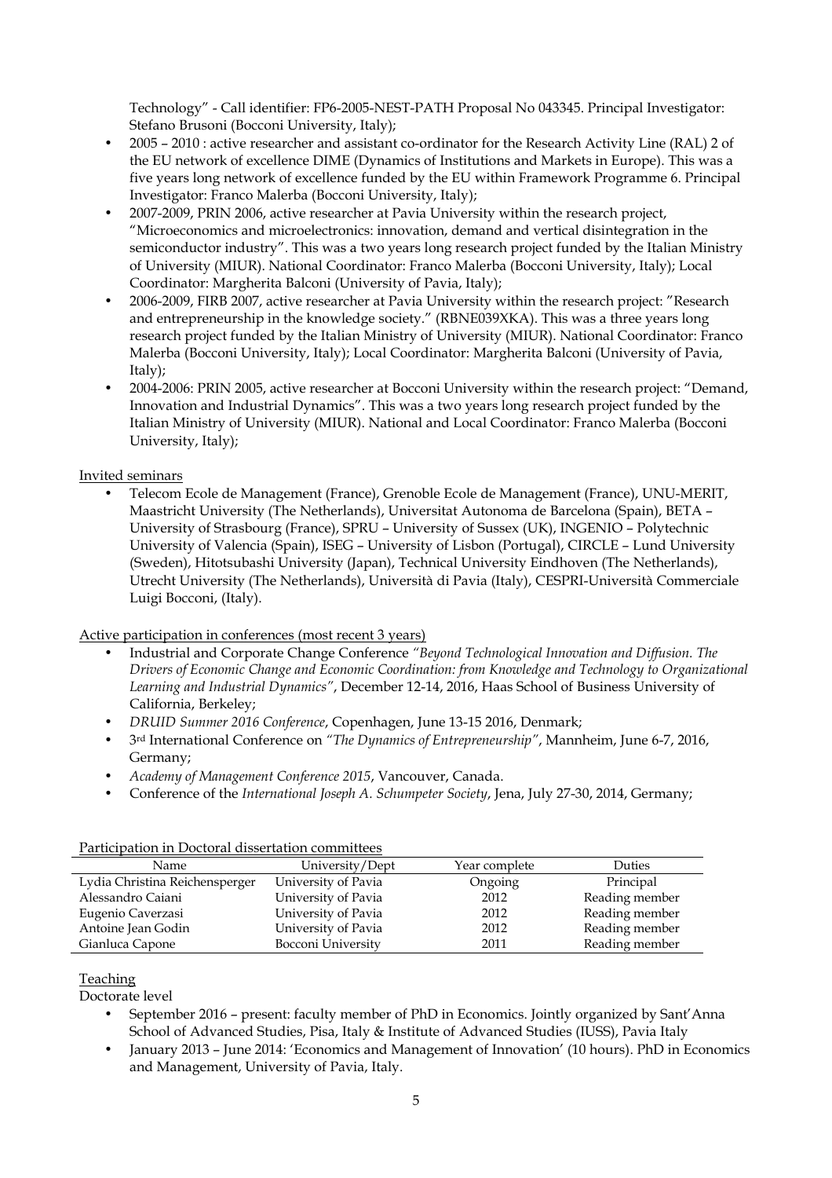Technology" - Call identifier: FP6-2005-NEST-PATH Proposal No 043345. Principal Investigator: Stefano Brusoni (Bocconi University, Italy);

- 2005 – 2010 : active researcher and assistant co-ordinator for the Research Activity Line (RAL) 2 of the EU network of excellence DIME (Dynamics of Institutions and Markets in Europe). This was a five years long network of excellence funded by the EU within Framework Programme 6. Principal Investigator: Franco Malerba (Bocconi University, Italy);
- 2007-2009, PRIN 2006, active researcher at Pavia University within the research project, "Microeconomics and microelectronics: innovation, demand and vertical disintegration in the semiconductor industry". This was a two years long research project funded by the Italian Ministry of University (MIUR). National Coordinator: Franco Malerba (Bocconi University, Italy); Local Coordinator: Margherita Balconi (University of Pavia, Italy);
- 2006-2009, FIRB 2007, active researcher at Pavia University within the research project: "Research and entrepreneurship in the knowledge society." (RBNE039XKA). This was a three years long research project funded by the Italian Ministry of University (MIUR). National Coordinator: Franco Malerba (Bocconi University, Italy); Local Coordinator: Margherita Balconi (University of Pavia, Italy);
- 2004-2006: PRIN 2005, active researcher at Bocconi University within the research project: "Demand, Innovation and Industrial Dynamics". This was a two years long research project funded by the Italian Ministry of University (MIUR). National and Local Coordinator: Franco Malerba (Bocconi University, Italy);

<u>Invited seminars</u>

- Telecom Ecole de Management (France), Grenoble Ecole de Management (France), UNU-MERIT, Maastricht University (The Netherlands), Universitat Autonoma de Barcelona (Spain), BETA – University of Strasbourg (France), SPRU – University of Sussex (UK), INGENIO – Polytechnic University of Valencia (Spain), ISEG – University of Lisbon (Portugal), CIRCLE – Lund University (Sweden), Hitotsubashi University (Japan), Technical University Eindhoven (The Netherlands), Utrecht University (The Netherlands), Università di Pavia (Italy), CESPRI-Università Commerciale Luigi Bocconi, (Italy).

<u>Active participation in conferences (most recent 3 years)</u>

- Industrial and Corporate Change Conference *"Beyond Technological Innovation and Diffusion. The Drivers of Economic Change and Economic Coordination: from Knowledge and Technology to Organizational Learning and Industrial Dynamics"*, December 12-14, 2016, Haas School of Business University of California, Berkeley;
- *DRUID Summer 2016 Conference*, Copenhagen, June 13-15 2016, Denmark;
- 3rd International Conference on *"The Dynamics of Entrepreneurship"*, Mannheim, June 6-7, 2016, Germany;
- *Academy of Management Conference 2015*, Vancouver, Canada.
- Conference of the *International Joseph A. Schumpeter Society*, Jena, July 27-30, 2014, Germany;

<u>Participation in Doctoral dissertation committees</u>

| Name | University/Dept | Year complete | Duties |
|---|---|---|---|
| Lydia Christina Reichensperger | University of Pavia | Ongoing | Principal |
| Alessandro Caiani | University of Pavia | 2012 | Reading member |
| Eugenio Caverzasi | University of Pavia | 2012 | Reading member |
| Antoine Jean Godin | University of Pavia | 2012 | Reading member |
| Gianluca Capone | Bocconi University | 2011 | Reading member |

<u>Teaching</u>

Doctorate level

- September 2016 – present: faculty member of PhD in Economics. Jointly organized by Sant'Anna School of Advanced Studies, Pisa, Italy & Institute of Advanced Studies (IUSS), Pavia Italy
- January 2013 – June 2014: 'Economics and Management of Innovation' (10 hours). PhD in Economics and Management, University of Pavia, Italy.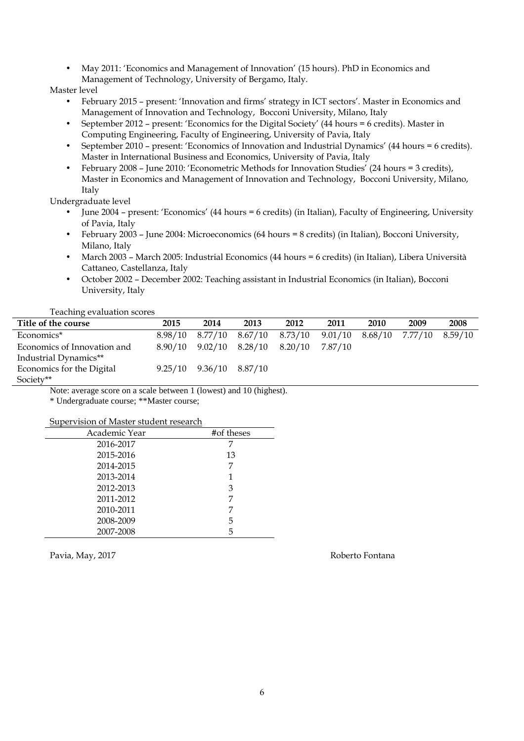- May 2011: 'Economics and Management of Innovation' (15 hours). PhD in Economics and Management of Technology, University of Bergamo, Italy.

Master level

- February 2015 – present: 'Innovation and firms' strategy in ICT sectors'. Master in Economics and Management of Innovation and Technology, Bocconi University, Milano, Italy
- September 2012 – present: 'Economics for the Digital Society' (44 hours = 6 credits). Master in Computing Engineering, Faculty of Engineering, University of Pavia, Italy
- September 2010 – present: 'Economics of Innovation and Industrial Dynamics' (44 hours = 6 credits). Master in International Business and Economics, University of Pavia, Italy
- February 2008 – June 2010: 'Econometric Methods for Innovation Studies' (24 hours = 3 credits), Master in Economics and Management of Innovation and Technology, Bocconi University, Milano, Italy

Undergraduate level

- June 2004 – present: 'Economics' (44 hours = 6 credits) (in Italian), Faculty of Engineering, University of Pavia, Italy
- February 2003 – June 2004: Microeconomics (64 hours = 8 credits) (in Italian), Bocconi University, Milano, Italy
- March 2003 – March 2005: Industrial Economics (44 hours = 6 credits) (in Italian), Libera Università Cattaneo, Castellanza, Italy
- October 2002 – December 2002: Teaching assistant in Industrial Economics (in Italian), Bocconi University, Italy

Teaching evaluation scores

| Title of the course | 2015 | 2014 | 2013 | 2012 | 2011 | 2010 | 2009 | 2008 |
|---|---|---|---|---|---|---|---|---|
| Economics* | 8.98/10 | 8.77/10 | 8.67/10 | 8.73/10 | 9.01/10 | 8.68/10 | 7.77/10 | 8.59/10 |
| Economics of Innovation and Industrial Dynamics** | 8.90/10 | 9.02/10 | 8.28/10 | 8.20/10 | 7.87/10 | | | |
| Economics for the Digital Society** | 9.25/10 | 9.36/10 | 8.87/10 | | | | | |

Note: average score on a scale between 1 (lowest) and 10 (highest).
* Undergraduate course; **Master course;

Supervision of Master student research

| Academic Year | #of theses |
|---|---|
| 2016-2017 | 7 |
| 2015-2016 | 13 |
| 2014-2015 | 7 |
| 2013-2014 | 1 |
| 2012-2013 | 3 |
| 2011-2012 | 7 |
| 2010-2011 | 7 |
| 2008-2009 | 5 |
| 2007-2008 | 5 |

Pavia, May, 2017

Roberto Fontana